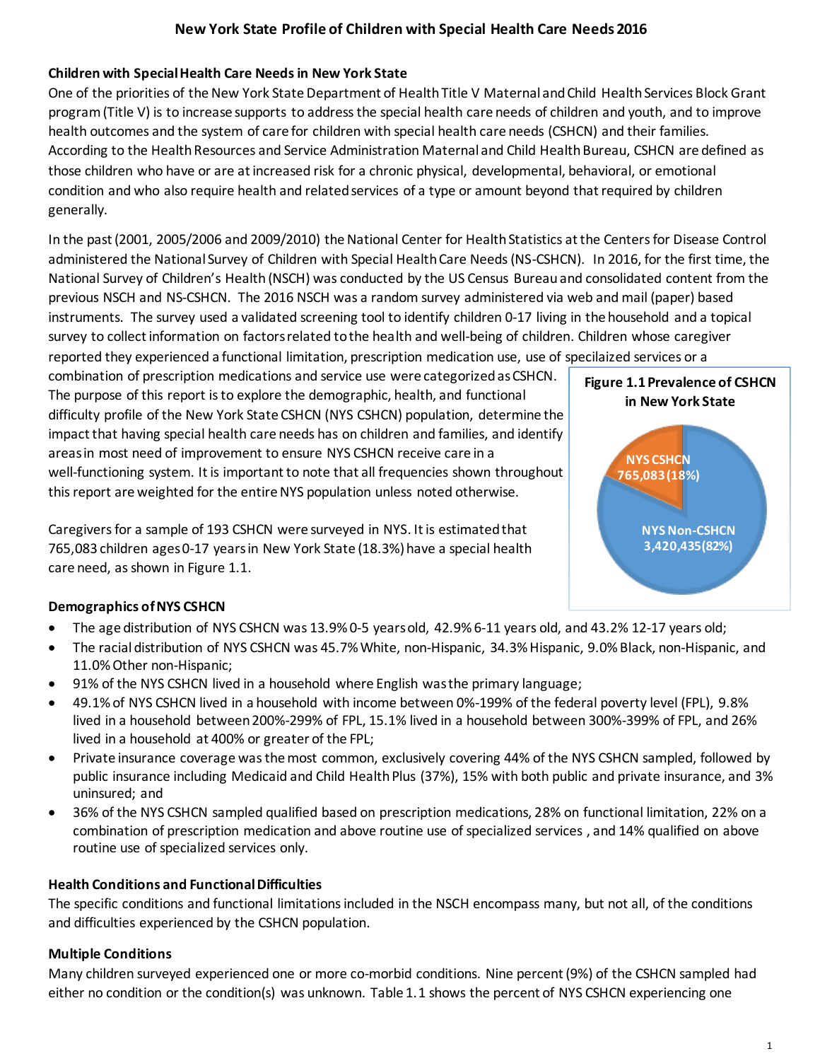# New York State Profile of Children with Special Health Care Needs 2016

### Children with Special Health Care Needs in New York State

One of the priorities of the New York State Department of Health Title V Maternal and Child Health Services Block Grant program (Title V) is to increase supports to address the special health care needs of children and youth, and to improve health outcomes and the system of care for children with special health care needs (CSHCN) and their families. According to the Health Resources and Service Administration Maternal and Child Health Bureau, CSHCN are defined as those children who have or are at increased risk for a chronic physical, developmental, behavioral, or emotional condition and who also require health and related services of a type or amount beyond that required by children generally.

In the past (2001, 2005/2006 and 2009/2010) the National Center for Health Statistics at the Centers for Disease Control administered the National Survey of Children with Special Health Care Needs (NS-CSHCN). In 2016, for the first time, the National Survey of Children's Health (NSCH) was conducted by the US Census Bureau and consolidated content from the previous NSCH and NS-CSHCN. The 2016 NSCH was a random survey administered via web and mail (paper) based instruments. The survey used a validated screening tool to identify children 0-17 living in the household and a topical survey to collect information on factors related to the health and well-being of children. Children whose caregiver reported they experienced a functional limitation, prescription medication use, use of specilaized services or a combination of prescription medications and service use were categorized as CSHCN. The purpose of this report is to explore the demographic, health, and functional difficulty profile of the New York State CSHCN (NYS CSHCN) population, determine the impact that having special health care needs has on children and families, and identify areas in most need of improvement to ensure NYS CSHCN receive care in a well-functioning system. It is important to note that all frequencies shown throughout this report are weighted for the entire NYS population unless noted otherwise.

Caregivers for a sample of 193 CSHCN were surveyed in NYS. It is estimated that 765,083 children ages 0-17 years in New York State (18.3%) have a special health care need, as shown in Figure 1.1.

**Figure 1.1 Prevalence of CSHCN in New York State**

| Group | Number (%) |
|---|---|
| NYS CSHCN | 765,083 (18%) |
| NYS Non-CSHCN | 3,420,435 (82%) |

### Demographics of NYS CSHCN

- The age distribution of NYS CSHCN was 13.9% 0-5 years old, 42.9% 6-11 years old, and 43.2% 12-17 years old;
- The racial distribution of NYS CSHCN was 45.7% White, non-Hispanic, 34.3% Hispanic, 9.0% Black, non-Hispanic, and 11.0% Other non-Hispanic;
- 91% of the NYS CSHCN lived in a household where English was the primary language;
- 49.1% of NYS CSHCN lived in a household with income between 0%-199% of the federal poverty level (FPL), 9.8% lived in a household between 200%-299% of FPL, 15.1% lived in a household between 300%-399% of FPL, and 26% lived in a household at 400% or greater of the FPL;
- Private insurance coverage was the most common, exclusively covering 44% of the NYS CSHCN sampled, followed by public insurance including Medicaid and Child Health Plus (37%), 15% with both public and private insurance, and 3% uninsured; and
- 36% of the NYS CSHCN sampled qualified based on prescription medications, 28% on functional limitation, 22% on a combination of prescription medication and above routine use of specialized services , and 14% qualified on above routine use of specialized services only.

### Health Conditions and Functional Difficulties

The specific conditions and functional limitations included in the NSCH encompass many, but not all, of the conditions and difficulties experienced by the CSHCN population.

### Multiple Conditions

Many children surveyed experienced one or more co-morbid conditions. Nine percent (9%) of the CSHCN sampled had either no condition or the condition(s) was unknown. Table 1.1 shows the percent of NYS CSHCN experiencing one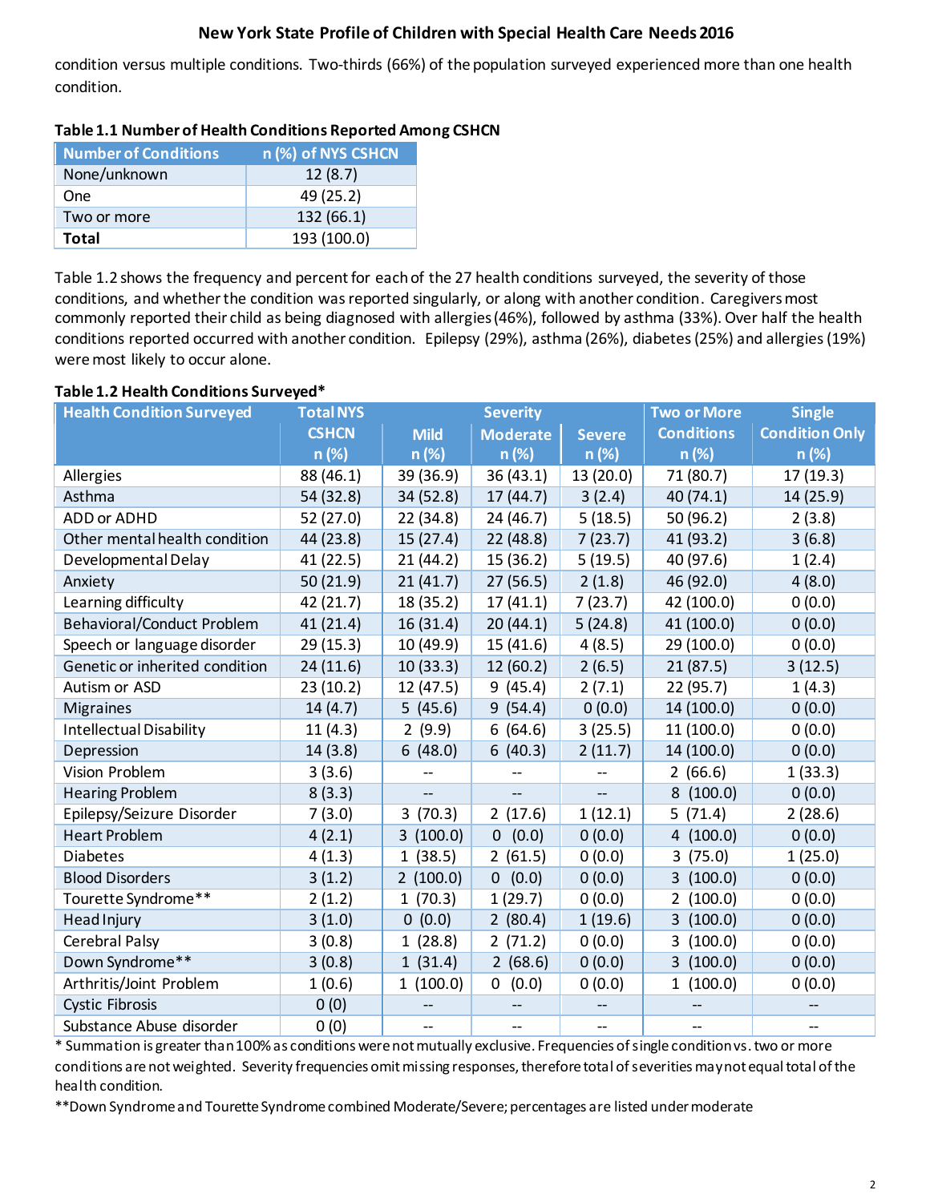condition versus multiple conditions. Two-thirds (66%) of the population surveyed experienced more than one health condition.

**Table 1.1 Number of Health Conditions Reported Among CSHCN**

| Number of Conditions | n (%) of NYS CSHCN |
|---|---|
| None/unknown | 12 (8.7) |
| One | 49 (25.2) |
| Two or more | 132 (66.1) |
| **Total** | 193 (100.0) |

Table 1.2 shows the frequency and percent for each of the 27 health conditions surveyed, the severity of those conditions, and whether the condition was reported singularly, or along with another condition. Caregivers most commonly reported their child as being diagnosed with allergies (46%), followed by asthma (33%). Over half the health conditions reported occurred with another condition. Epilepsy (29%), asthma (26%), diabetes (25%) and allergies (19%) were most likely to occur alone.

**Table 1.2 Health Conditions Surveyed***

| Health Condition Surveyed | Total NYS CSHCN n (%) | Severity | | | Two or More Conditions n (%) | Single Condition Only n (%) |
|---|---|---|---|---|---|---|
| | | Mild n (%) | Moderate n (%) | Severe n (%) | | |
| Allergies | 88 (46.1) | 39 (36.9) | 36 (43.1) | 13 (20.0) | 71 (80.7) | 17 (19.3) |
| Asthma | 54 (32.8) | 34 (52.8) | 17 (44.7) | 3 (2.4) | 40 (74.1) | 14 (25.9) |
| ADD or ADHD | 52 (27.0) | 22 (34.8) | 24 (46.7) | 5 (18.5) | 50 (96.2) | 2 (3.8) |
| Other mental health condition | 44 (23.8) | 15 (27.4) | 22 (48.8) | 7 (23.7) | 41 (93.2) | 3 (6.8) |
| Developmental Delay | 41 (22.5) | 21 (44.2) | 15 (36.2) | 5 (19.5) | 40 (97.6) | 1 (2.4) |
| Anxiety | 50 (21.9) | 21 (41.7) | 27 (56.5) | 2 (1.8) | 46 (92.0) | 4 (8.0) |
| Learning difficulty | 42 (21.7) | 18 (35.2) | 17 (41.1) | 7 (23.7) | 42 (100.0) | 0 (0.0) |
| Behavioral/Conduct Problem | 41 (21.4) | 16 (31.4) | 20 (44.1) | 5 (24.8) | 41 (100.0) | 0 (0.0) |
| Speech or language disorder | 29 (15.3) | 10 (49.9) | 15 (41.6) | 4 (8.5) | 29 (100.0) | 0 (0.0) |
| Genetic or inherited condition | 24 (11.6) | 10 (33.3) | 12 (60.2) | 2 (6.5) | 21 (87.5) | 3 (12.5) |
| Autism or ASD | 23 (10.2) | 12 (47.5) | 9 (45.4) | 2 (7.1) | 22 (95.7) | 1 (4.3) |
| Migraines | 14 (4.7) | 5 (45.6) | 9 (54.4) | 0 (0.0) | 14 (100.0) | 0 (0.0) |
| Intellectual Disability | 11 (4.3) | 2 (9.9) | 6 (64.6) | 3 (25.5) | 11 (100.0) | 0 (0.0) |
| Depression | 14 (3.8) | 6 (48.0) | 6 (40.3) | 2 (11.7) | 14 (100.0) | 0 (0.0) |
| Vision Problem | 3 (3.6) | -- | -- | -- | 2 (66.6) | 1 (33.3) |
| Hearing Problem | 8 (3.3) | -- | -- | -- | 8 (100.0) | 0 (0.0) |
| Epilepsy/Seizure Disorder | 7 (3.0) | 3 (70.3) | 2 (17.6) | 1 (12.1) | 5 (71.4) | 2 (28.6) |
| Heart Problem | 4 (2.1) | 3 (100.0) | 0 (0.0) | 0 (0.0) | 4 (100.0) | 0 (0.0) |
| Diabetes | 4 (1.3) | 1 (38.5) | 2 (61.5) | 0 (0.0) | 3 (75.0) | 1 (25.0) |
| Blood Disorders | 3 (1.2) | 2 (100.0) | 0 (0.0) | 0 (0.0) | 3 (100.0) | 0 (0.0) |
| Tourette Syndrome** | 2 (1.2) | 1 (70.3) | 1 (29.7) | 0 (0.0) | 2 (100.0) | 0 (0.0) |
| Head Injury | 3 (1.0) | 0 (0.0) | 2 (80.4) | 1 (19.6) | 3 (100.0) | 0 (0.0) |
| Cerebral Palsy | 3 (0.8) | 1 (28.8) | 2 (71.2) | 0 (0.0) | 3 (100.0) | 0 (0.0) |
| Down Syndrome** | 3 (0.8) | 1 (31.4) | 2 (68.6) | 0 (0.0) | 3 (100.0) | 0 (0.0) |
| Arthritis/Joint Problem | 1 (0.6) | 1 (100.0) | 0 (0.0) | 0 (0.0) | 1 (100.0) | 0 (0.0) |
| Cystic Fibrosis | 0 (0) | -- | -- | -- | -- | -- |
| Substance Abuse disorder | 0 (0) | -- | -- | -- | -- | -- |

\* Summation is greater than 100% as conditions were not mutually exclusive. Frequencies of single condition vs. two or more conditions are not weighted. Severity frequencies omit missing responses, therefore total of severities may not equal total of the health condition.

**Down Syndrome and Tourette Syndrome combined Moderate/Severe; percentages are listed under moderate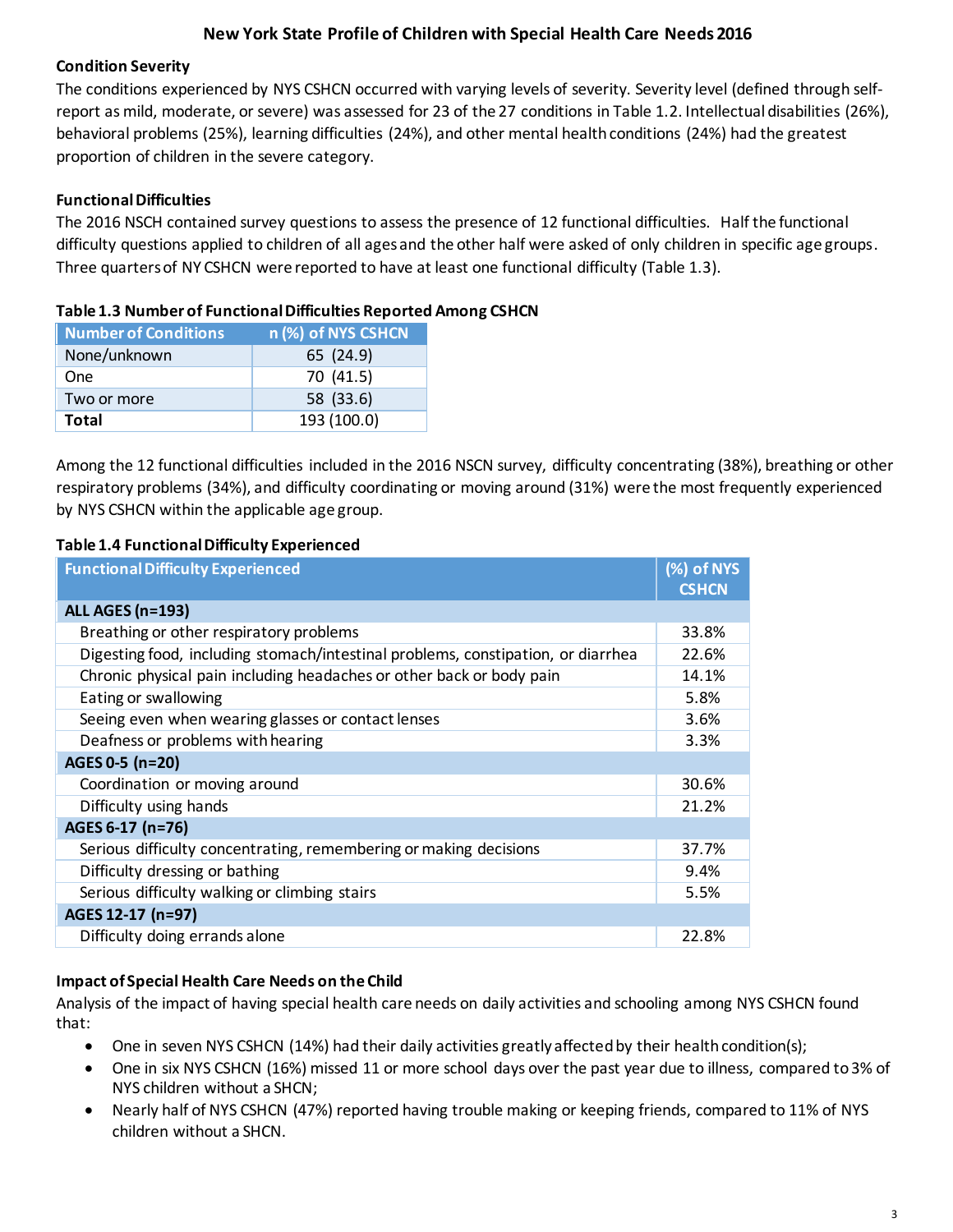## New York State Profile of Children with Special Health Care Needs 2016

### Condition Severity

The conditions experienced by NYS CSHCN occurred with varying levels of severity. Severity level (defined through self-report as mild, moderate, or severe) was assessed for 23 of the 27 conditions in Table 1.2. Intellectual disabilities (26%), behavioral problems (25%), learning difficulties (24%), and other mental health conditions (24%) had the greatest proportion of children in the severe category.

### Functional Difficulties

The 2016 NSCH contained survey questions to assess the presence of 12 functional difficulties. Half the functional difficulty questions applied to children of all ages and the other half were asked of only children in specific age groups. Three quarters of NY CSHCN were reported to have at least one functional difficulty (Table 1.3).

**Table 1.3 Number of Functional Difficulties Reported Among CSHCN**

| Number of Conditions | n (%) of NYS CSHCN |
|---|---|
| None/unknown | 65 (24.9) |
| One | 70 (41.5) |
| Two or more | 58 (33.6) |
| **Total** | 193 (100.0) |

Among the 12 functional difficulties included in the 2016 NSCN survey, difficulty concentrating (38%), breathing or other respiratory problems (34%), and difficulty coordinating or moving around (31%) were the most frequently experienced by NYS CSHCN within the applicable age group.

**Table 1.4 Functional Difficulty Experienced**

| Functional Difficulty Experienced | (%) of NYS CSHCN |
|---|---|
| **ALL AGES (n=193)** | |
| Breathing or other respiratory problems | 33.8% |
| Digesting food, including stomach/intestinal problems, constipation, or diarrhea | 22.6% |
| Chronic physical pain including headaches or other back or body pain | 14.1% |
| Eating or swallowing | 5.8% |
| Seeing even when wearing glasses or contact lenses | 3.6% |
| Deafness or problems with hearing | 3.3% |
| **AGES 0-5 (n=20)** | |
| Coordination or moving around | 30.6% |
| Difficulty using hands | 21.2% |
| **AGES 6-17 (n=76)** | |
| Serious difficulty concentrating, remembering or making decisions | 37.7% |
| Difficulty dressing or bathing | 9.4% |
| Serious difficulty walking or climbing stairs | 5.5% |
| **AGES 12-17 (n=97)** | |
| Difficulty doing errands alone | 22.8% |

### Impact of Special Health Care Needs on the Child

Analysis of the impact of having special health care needs on daily activities and schooling among NYS CSHCN found that:

- One in seven NYS CSHCN (14%) had their daily activities greatly affected by their health condition(s);
- One in six NYS CSHCN (16%) missed 11 or more school days over the past year due to illness, compared to 3% of NYS children without a SHCN;
- Nearly half of NYS CSHCN (47%) reported having trouble making or keeping friends, compared to 11% of NYS children without a SHCN.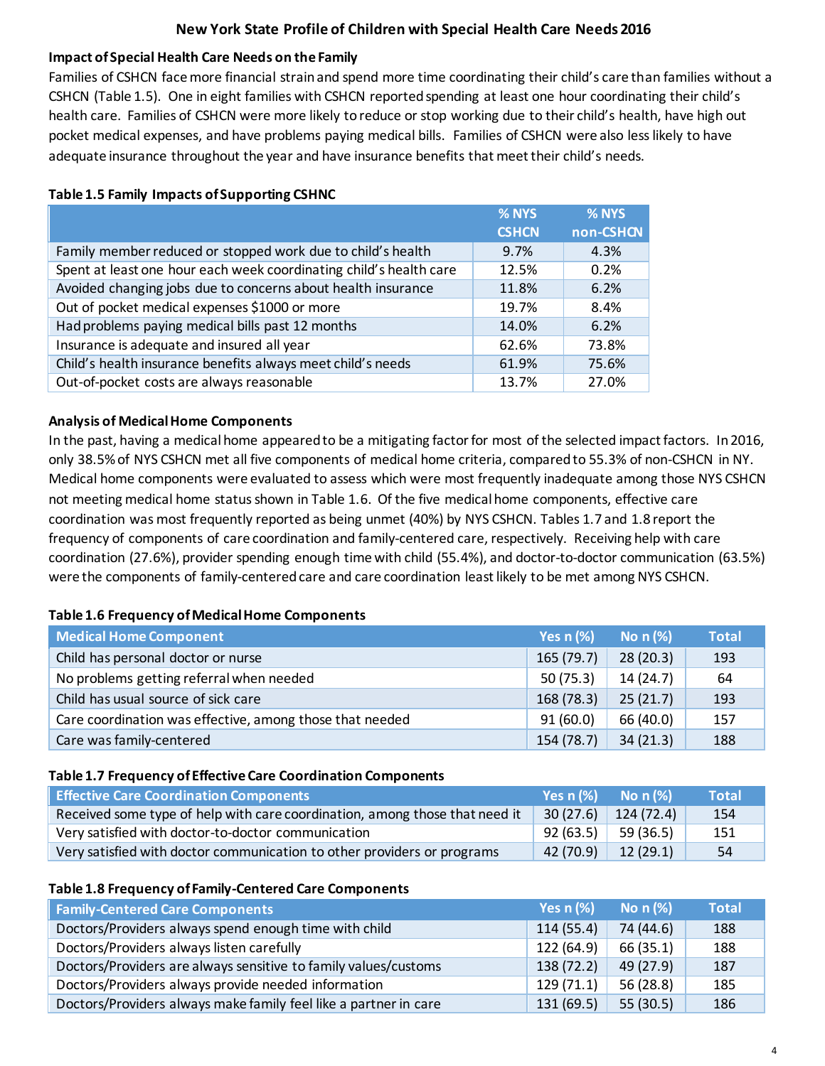# New York State Profile of Children with Special Health Care Needs 2016

### Impact of Special Health Care Needs on the Family

Families of CSHCN face more financial strain and spend more time coordinating their child's care than families without a CSHCN (Table 1.5). One in eight families with CSHCN reported spending at least one hour coordinating their child's health care. Families of CSHCN were more likely to reduce or stop working due to their child's health, have high out pocket medical expenses, and have problems paying medical bills. Families of CSHCN were also less likely to have adequate insurance throughout the year and have insurance benefits that meet their child's needs.

**Table 1.5 Family Impacts of Supporting CSHNC**

| | % NYS CSHCN | % NYS non-CSHCN |
|---|---|---|
| Family member reduced or stopped work due to child's health | 9.7% | 4.3% |
| Spent at least one hour each week coordinating child's health care | 12.5% | 0.2% |
| Avoided changing jobs due to concerns about health insurance | 11.8% | 6.2% |
| Out of pocket medical expenses $1000 or more | 19.7% | 8.4% |
| Had problems paying medical bills past 12 months | 14.0% | 6.2% |
| Insurance is adequate and insured all year | 62.6% | 73.8% |
| Child's health insurance benefits always meet child's needs | 61.9% | 75.6% |
| Out-of-pocket costs are always reasonable | 13.7% | 27.0% |

### Analysis of Medical Home Components

In the past, having a medical home appeared to be a mitigating factor for most of the selected impact factors. In 2016, only 38.5% of NYS CSHCN met all five components of medical home criteria, compared to 55.3% of non-CSHCN in NY. Medical home components were evaluated to assess which were most frequently inadequate among those NYS CSHCN not meeting medical home status shown in Table 1.6. Of the five medical home components, effective care coordination was most frequently reported as being unmet (40%) by NYS CSHCN. Tables 1.7 and 1.8 report the frequency of components of care coordination and family-centered care, respectively. Receiving help with care coordination (27.6%), provider spending enough time with child (55.4%), and doctor-to-doctor communication (63.5%) were the components of family-centered care and care coordination least likely to be met among NYS CSHCN.

**Table 1.6 Frequency of Medical Home Components**

| Medical Home Component | Yes n (%) | No n (%) | Total |
|---|---|---|---|
| Child has personal doctor or nurse | 165 (79.7) | 28 (20.3) | 193 |
| No problems getting referral when needed | 50 (75.3) | 14 (24.7) | 64 |
| Child has usual source of sick care | 168 (78.3) | 25 (21.7) | 193 |
| Care coordination was effective, among those that needed | 91 (60.0) | 66 (40.0) | 157 |
| Care was family-centered | 154 (78.7) | 34 (21.3) | 188 |

**Table 1.7 Frequency of Effective Care Coordination Components**

| Effective Care Coordination Components | Yes n (%) | No n (%) | Total |
|---|---|---|---|
| Received some type of help with care coordination, among those that need it | 30 (27.6) | 124 (72.4) | 154 |
| Very satisfied with doctor-to-doctor communication | 92 (63.5) | 59 (36.5) | 151 |
| Very satisfied with doctor communication to other providers or programs | 42 (70.9) | 12 (29.1) | 54 |

**Table 1.8 Frequency of Family-Centered Care Components**

| Family-Centered Care Components | Yes n (%) | No n (%) | Total |
|---|---|---|---|
| Doctors/Providers always spend enough time with child | 114 (55.4) | 74 (44.6) | 188 |
| Doctors/Providers always listen carefully | 122 (64.9) | 66 (35.1) | 188 |
| Doctors/Providers are always sensitive to family values/customs | 138 (72.2) | 49 (27.9) | 187 |
| Doctors/Providers always provide needed information | 129 (71.1) | 56 (28.8) | 185 |
| Doctors/Providers always make family feel like a partner in care | 131 (69.5) | 55 (30.5) | 186 |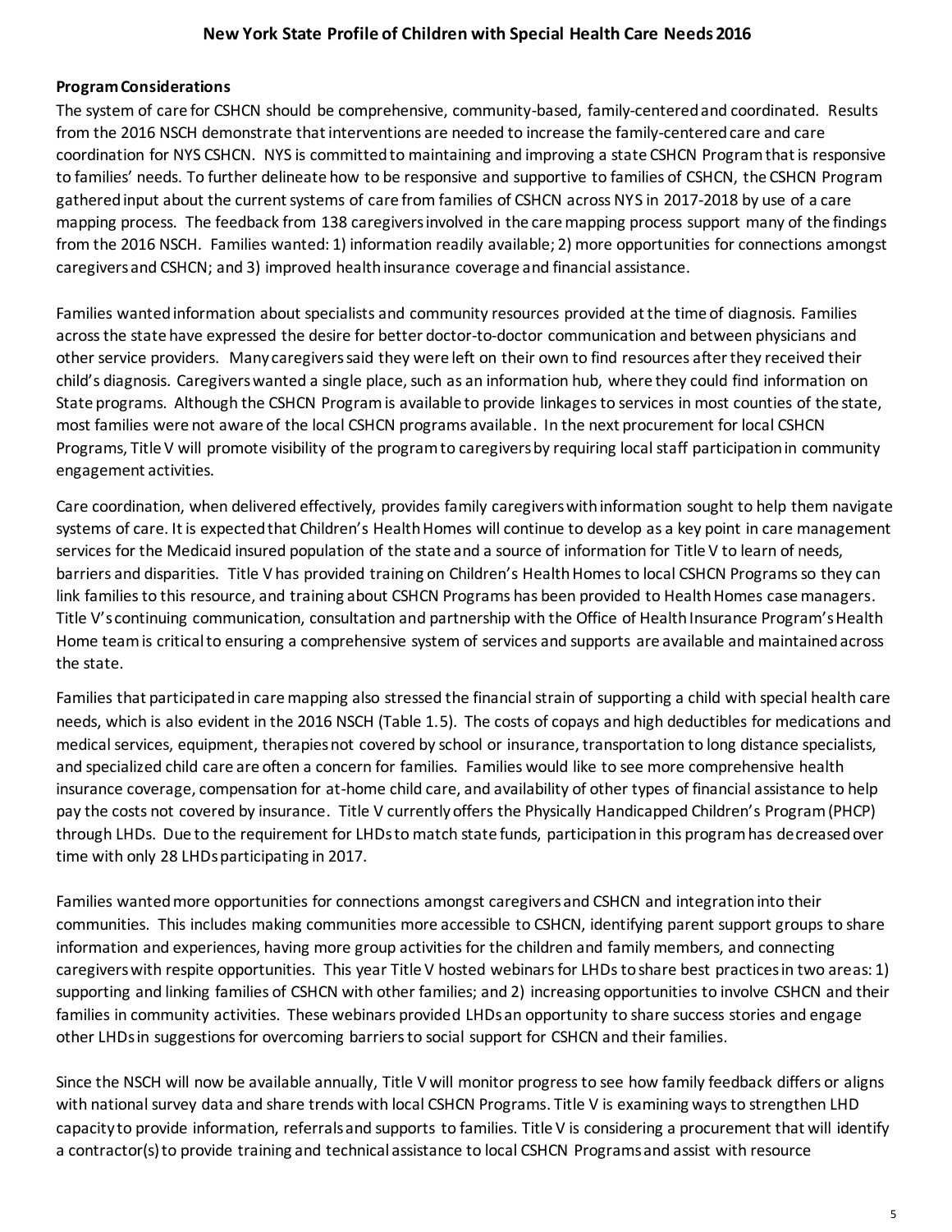### Program Considerations

The system of care for CSHCN should be comprehensive, community-based, family-centered and coordinated. Results from the 2016 NSCH demonstrate that interventions are needed to increase the family-centered care and care coordination for NYS CSHCN. NYS is committed to maintaining and improving a state CSHCN Program that is responsive to families' needs. To further delineate how to be responsive and supportive to families of CSHCN, the CSHCN Program gathered input about the current systems of care from families of CSHCN across NYS in 2017-2018 by use of a care mapping process. The feedback from 138 caregivers involved in the care mapping process support many of the findings from the 2016 NSCH. Families wanted: 1) information readily available; 2) more opportunities for connections amongst caregivers and CSHCN; and 3) improved health insurance coverage and financial assistance.

Families wanted information about specialists and community resources provided at the time of diagnosis. Families across the state have expressed the desire for better doctor-to-doctor communication and between physicians and other service providers. Many caregivers said they were left on their own to find resources after they received their child's diagnosis. Caregivers wanted a single place, such as an information hub, where they could find information on State programs. Although the CSHCN Program is available to provide linkages to services in most counties of the state, most families were not aware of the local CSHCN programs available. In the next procurement for local CSHCN Programs, Title V will promote visibility of the program to caregivers by requiring local staff participation in community engagement activities.

Care coordination, when delivered effectively, provides family caregivers with information sought to help them navigate systems of care. It is expected that Children's Health Homes will continue to develop as a key point in care management services for the Medicaid insured population of the state and a source of information for Title V to learn of needs, barriers and disparities. Title V has provided training on Children's Health Homes to local CSHCN Programs so they can link families to this resource, and training about CSHCN Programs has been provided to Health Homes case managers. Title V's continuing communication, consultation and partnership with the Office of Health Insurance Program's Health Home team is critical to ensuring a comprehensive system of services and supports are available and maintained across the state.

Families that participated in care mapping also stressed the financial strain of supporting a child with special health care needs, which is also evident in the 2016 NSCH (Table 1.5). The costs of copays and high deductibles for medications and medical services, equipment, therapies not covered by school or insurance, transportation to long distance specialists, and specialized child care are often a concern for families. Families would like to see more comprehensive health insurance coverage, compensation for at-home child care, and availability of other types of financial assistance to help pay the costs not covered by insurance. Title V currently offers the Physically Handicapped Children's Program (PHCP) through LHDs. Due to the requirement for LHDs to match state funds, participation in this program has decreased over time with only 28 LHDs participating in 2017.

Families wanted more opportunities for connections amongst caregivers and CSHCN and integration into their communities. This includes making communities more accessible to CSHCN, identifying parent support groups to share information and experiences, having more group activities for the children and family members, and connecting caregivers with respite opportunities. This year Title V hosted webinars for LHDs to share best practices in two areas: 1) supporting and linking families of CSHCN with other families; and 2) increasing opportunities to involve CSHCN and their families in community activities. These webinars provided LHDs an opportunity to share success stories and engage other LHDs in suggestions for overcoming barriers to social support for CSHCN and their families.

Since the NSCH will now be available annually, Title V will monitor progress to see how family feedback differs or aligns with national survey data and share trends with local CSHCN Programs. Title V is examining ways to strengthen LHD capacity to provide information, referrals and supports to families. Title V is considering a procurement that will identify a contractor(s) to provide training and technical assistance to local CSHCN Programs and assist with resource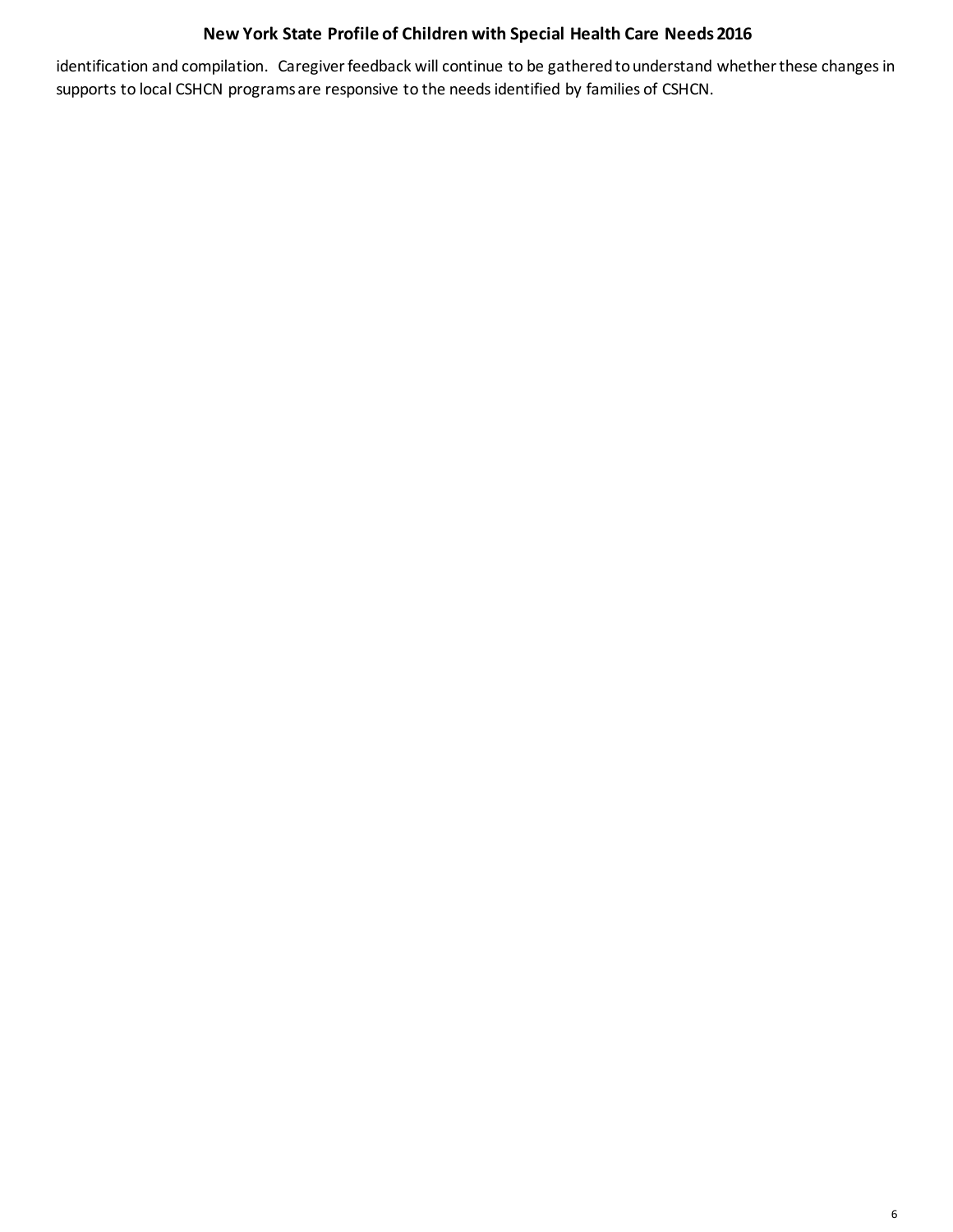identification and compilation. Caregiver feedback will continue to be gathered to understand whether these changes in supports to local CSHCN programs are responsive to the needs identified by families of CSHCN.